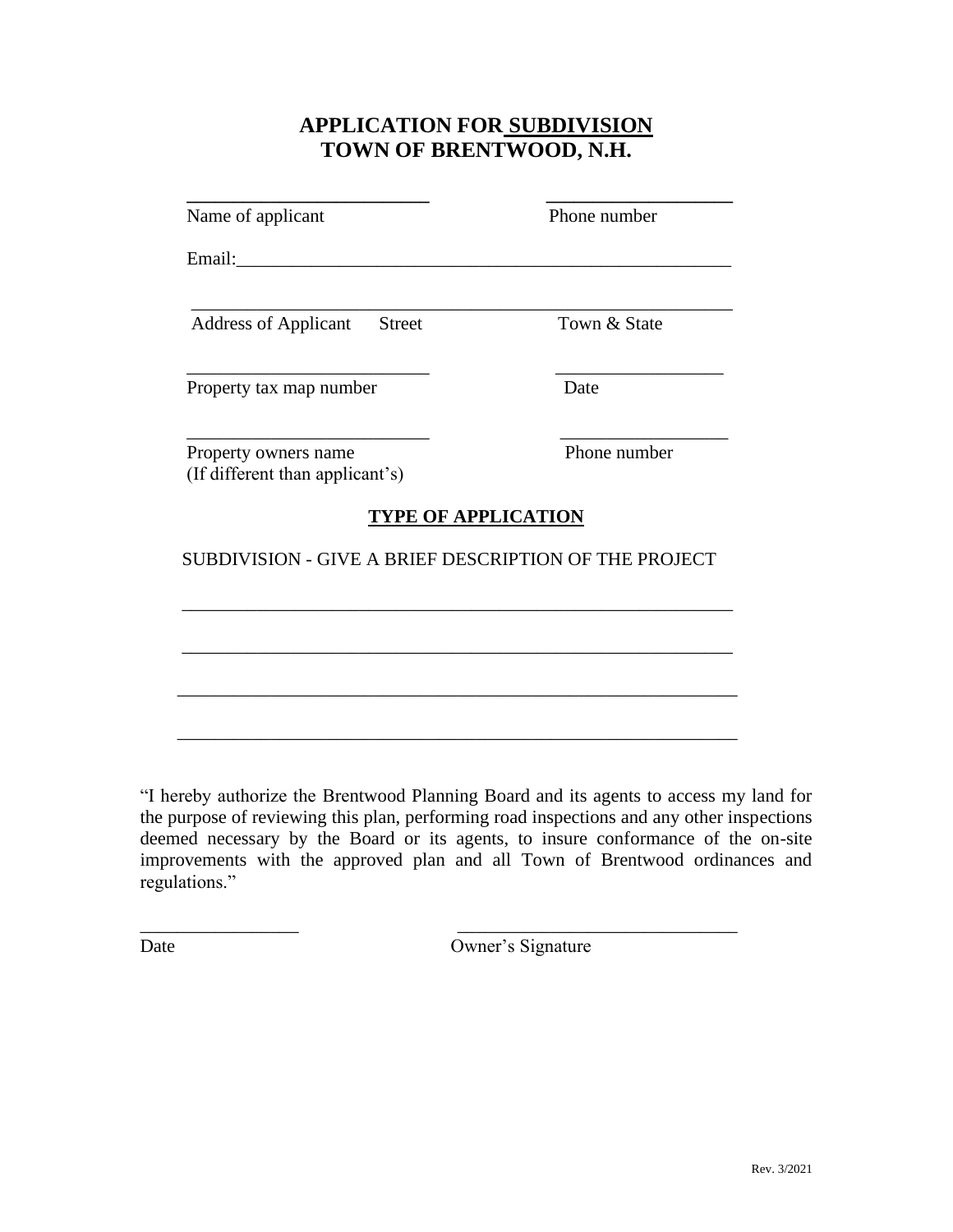# APPLICATION FOR SUBDIVISION
# TOWN OF BRENTWOOD, N.H.

_________________________ &nbsp;&nbsp;&nbsp;&nbsp;&nbsp;&nbsp;&nbsp;&nbsp;&nbsp;&nbsp; ___________________

Name of applicant &nbsp;&nbsp;&nbsp;&nbsp;&nbsp;&nbsp;&nbsp;&nbsp;&nbsp;&nbsp; Phone number

Email:_______________________________________________

_______________________________________________________

Address of Applicant &nbsp;&nbsp; Street &nbsp;&nbsp;&nbsp;&nbsp;&nbsp;&nbsp;&nbsp;&nbsp;&nbsp;&nbsp; Town & State

_________________________ &nbsp;&nbsp;&nbsp;&nbsp;&nbsp;&nbsp;&nbsp;&nbsp;&nbsp;&nbsp; _________________

Property tax map number &nbsp;&nbsp;&nbsp;&nbsp;&nbsp;&nbsp;&nbsp;&nbsp;&nbsp;&nbsp; Date

_________________________ &nbsp;&nbsp;&nbsp;&nbsp;&nbsp;&nbsp;&nbsp;&nbsp;&nbsp;&nbsp; _________________

Property owners name &nbsp;&nbsp;&nbsp;&nbsp;&nbsp;&nbsp;&nbsp;&nbsp;&nbsp;&nbsp; Phone number
(If different than applicant's)

## TYPE OF APPLICATION

SUBDIVISION - GIVE A BRIEF DESCRIPTION OF THE PROJECT

_________________________________________________________

_________________________________________________________

_________________________________________________________

_________________________________________________________

"I hereby authorize the Brentwood Planning Board and its agents to access my land for the purpose of reviewing this plan, performing road inspections and any other inspections deemed necessary by the Board or its agents, to insure conformance of the on-site improvements with the approved plan and all Town of Brentwood ordinances and regulations."

________________ &nbsp;&nbsp;&nbsp;&nbsp;&nbsp;&nbsp;&nbsp;&nbsp;&nbsp;&nbsp; _____________________________

Date &nbsp;&nbsp;&nbsp;&nbsp;&nbsp;&nbsp;&nbsp;&nbsp;&nbsp;&nbsp; Owner's Signature

Rev. 3/2021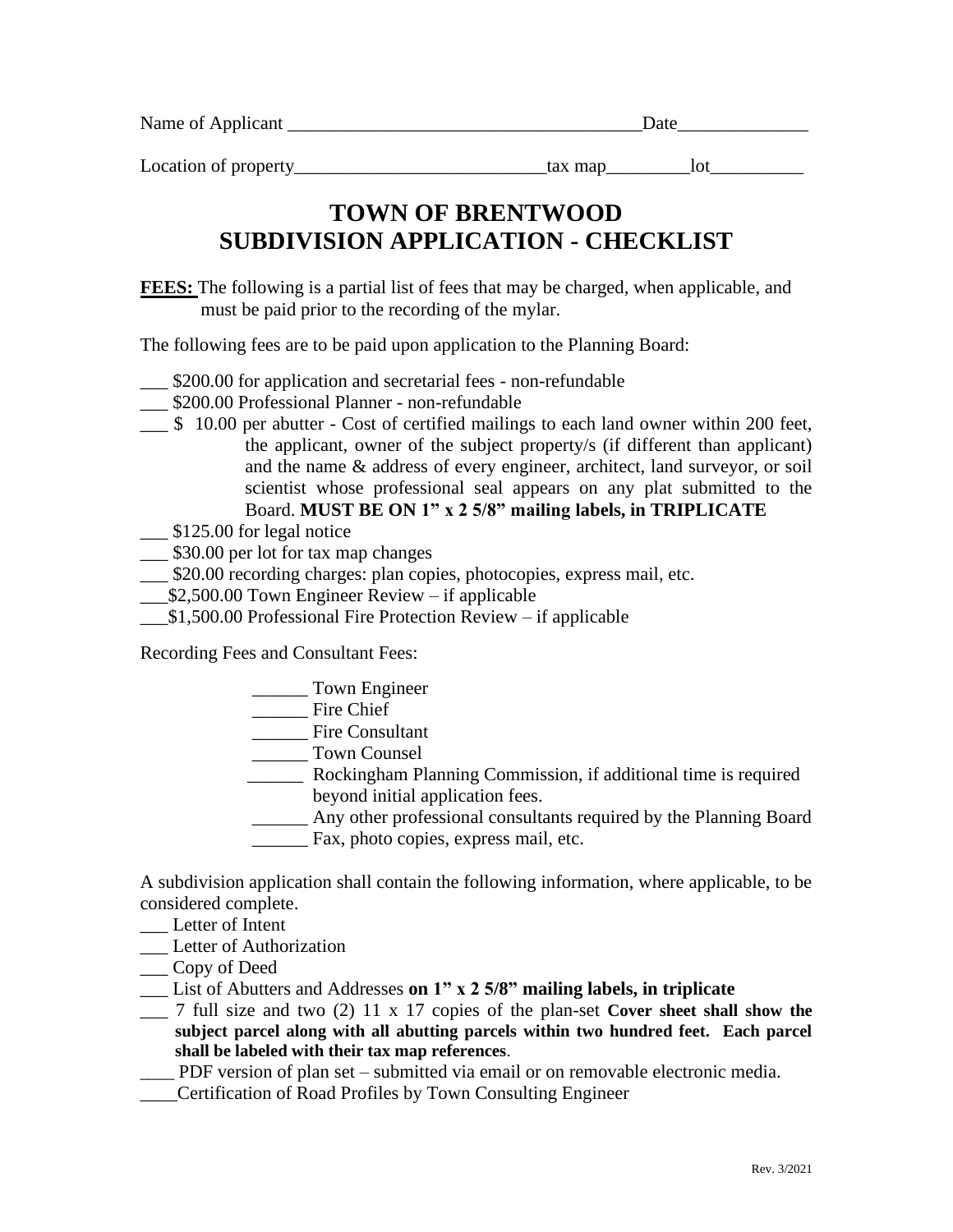Name of Applicant ______________________________________ Date ______________

Location of property __________________________ tax map _________ lot __________

# TOWN OF BRENTWOOD
# SUBDIVISION APPLICATION - CHECKLIST

**FEES:** The following is a partial list of fees that may be charged, when applicable, and must be paid prior to the recording of the mylar.

The following fees are to be paid upon application to the Planning Board:

___ $200.00 for application and secretarial fees - non-refundable
___ $200.00 Professional Planner - non-refundable
___ $ 10.00 per abutter - Cost of certified mailings to each land owner within 200 feet, the applicant, owner of the subject property/s (if different than applicant) and the name & address of every engineer, architect, land surveyor, or soil scientist whose professional seal appears on any plat submitted to the Board. **MUST BE ON 1" x 2 5/8" mailing labels, in TRIPLICATE**
___ $125.00 for legal notice
___ $30.00 per lot for tax map changes
___ $20.00 recording charges: plan copies, photocopies, express mail, etc.
___ $2,500.00 Town Engineer Review – if applicable
___ $1,500.00 Professional Fire Protection Review – if applicable

Recording Fees and Consultant Fees:

______ Town Engineer
______ Fire Chief
______ Fire Consultant
______ Town Counsel
______ Rockingham Planning Commission, if additional time is required beyond initial application fees.
______ Any other professional consultants required by the Planning Board
______ Fax, photo copies, express mail, etc.

A subdivision application shall contain the following information, where applicable, to be considered complete.

___ Letter of Intent
___ Letter of Authorization
___ Copy of Deed
___ List of Abutters and Addresses **on 1" x 2 5/8" mailing labels, in triplicate**
___ 7 full size and two (2) 11 x 17 copies of the plan-set **Cover sheet shall show the subject parcel along with all abutting parcels within two hundred feet. Each parcel shall be labeled with their tax map references**.
____ PDF version of plan set – submitted via email or on removable electronic media.
____ Certification of Road Profiles by Town Consulting Engineer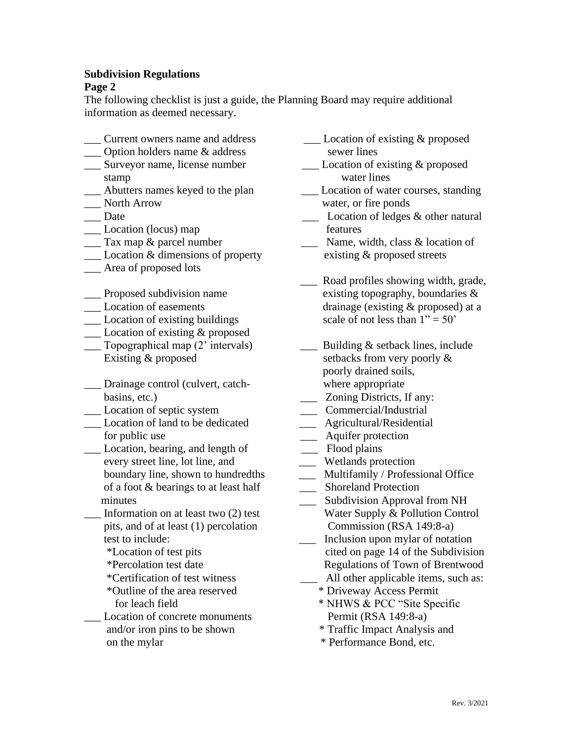**Subdivision Regulations**

**Page 2**

The following checklist is just a guide, the Planning Board may require additional information as deemed necessary.

- ___ Current owners name and address
- ___ Option holders name & address
- ___ Surveyor name, license number stamp
- ___ Abutters names keyed to the plan
- ___ North Arrow
- ___ Date
- ___ Location (locus) map
- ___ Tax map & parcel number
- ___ Location & dimensions of property
- ___ Area of proposed lots
- ___ Proposed subdivision name
- ___ Location of easements
- ___ Location of existing buildings
- ___ Location of existing & proposed
- ___ Topographical map (2' intervals) Existing & proposed
- ___ Drainage control (culvert, catch-basins, etc.)
- ___ Location of septic system
- ___ Location of land to be dedicated for public use
- ___ Location, bearing, and length of every street line, lot line, and boundary line, shown to hundredths of a foot & bearings to at least half minutes
- ___ Information on at least two (2) test pits, and of at least (1) percolation test to include:
  - *Location of test pits
  - *Percolation test date
  - *Certification of test witness
  - *Outline of the area reserved for leach field
- ___ Location of concrete monuments and/or iron pins to be shown on the mylar
- ___ Location of existing & proposed sewer lines
- ___ Location of existing & proposed water lines
- ___ Location of water courses, standing water, or fire ponds
- ___ Location of ledges & other natural features
- ___ Name, width, class & location of existing & proposed streets
- ___ Road profiles showing width, grade, existing topography, boundaries & drainage (existing & proposed) at a scale of not less than 1" = 50'
- ___ Building & setback lines, include setbacks from very poorly & poorly drained soils, where appropriate
- ___ Zoning Districts, If any:
- ___ Commercial/Industrial
- ___ Agricultural/Residential
- ___ Aquifer protection
- ___ Flood plains
- ___ Wetlands protection
- ___ Multifamily / Professional Office
- ___ Shoreland Protection
- ___ Subdivision Approval from NH Water Supply & Pollution Control Commission (RSA 149:8-a)
- ___ Inclusion upon mylar of notation cited on page 14 of the Subdivision Regulations of Town of Brentwood
- ___ All other applicable items, such as:
  - * Driveway Access Permit
  - * NHWS & PCC "Site Specific Permit (RSA 149:8-a)
  - * Traffic Impact Analysis and
  - * Performance Bond, etc.

Rev. 3/2021